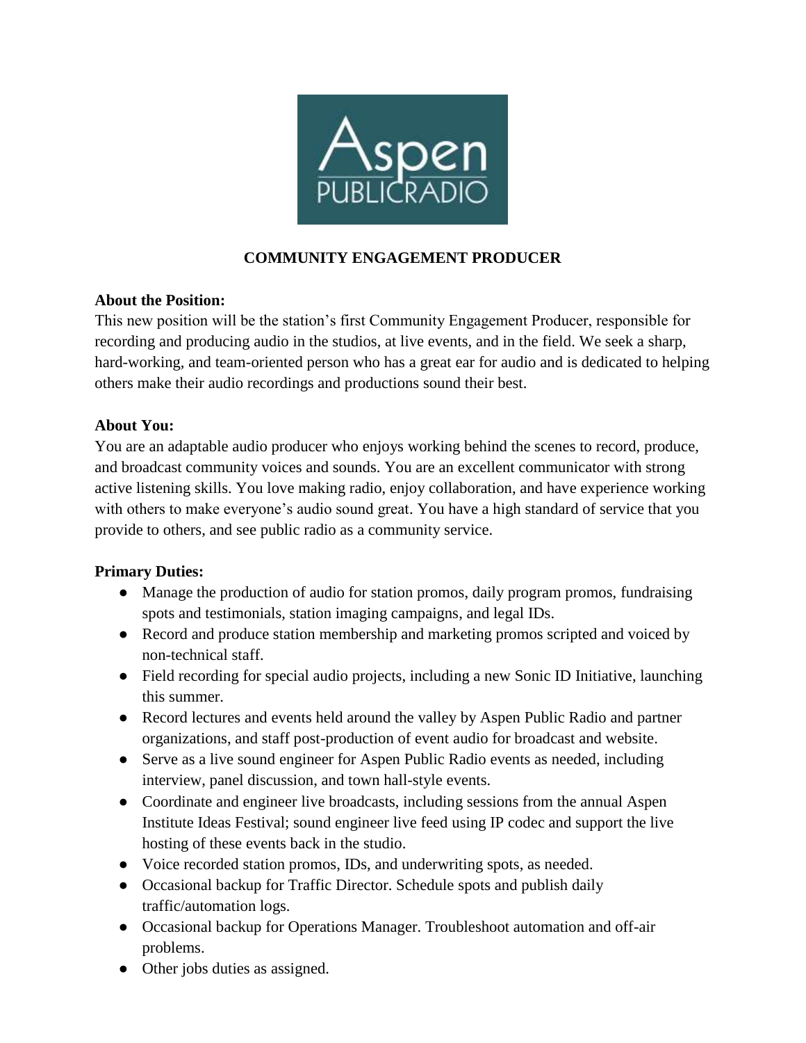# COMMUNITY ENGAGEMENT PRODUCER

**About the Position:**
This new position will be the station's first Community Engagement Producer, responsible for recording and producing audio in the studios, at live events, and in the field. We seek a sharp, hard-working, and team-oriented person who has a great ear for audio and is dedicated to helping others make their audio recordings and productions sound their best.

**About You:**
You are an adaptable audio producer who enjoys working behind the scenes to record, produce, and broadcast community voices and sounds. You are an excellent communicator with strong active listening skills. You love making radio, enjoy collaboration, and have experience working with others to make everyone's audio sound great. You have a high standard of service that you provide to others, and see public radio as a community service.

**Primary Duties:**

- Manage the production of audio for station promos, daily program promos, fundraising spots and testimonials, station imaging campaigns, and legal IDs.
- Record and produce station membership and marketing promos scripted and voiced by non-technical staff.
- Field recording for special audio projects, including a new Sonic ID Initiative, launching this summer.
- Record lectures and events held around the valley by Aspen Public Radio and partner organizations, and staff post-production of event audio for broadcast and website.
- Serve as a live sound engineer for Aspen Public Radio events as needed, including interview, panel discussion, and town hall-style events.
- Coordinate and engineer live broadcasts, including sessions from the annual Aspen Institute Ideas Festival; sound engineer live feed using IP codec and support the live hosting of these events back in the studio.
- Voice recorded station promos, IDs, and underwriting spots, as needed.
- Occasional backup for Traffic Director. Schedule spots and publish daily traffic/automation logs.
- Occasional backup for Operations Manager. Troubleshoot automation and off-air problems.
- Other jobs duties as assigned.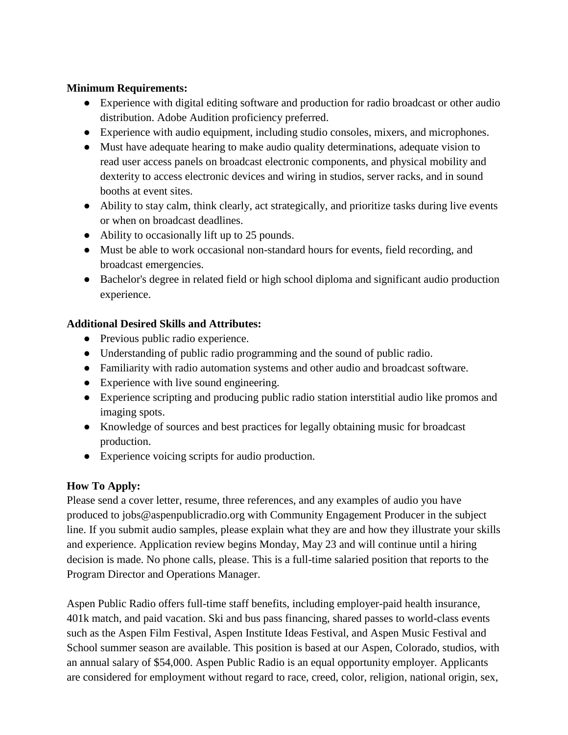**Minimum Requirements:**

- Experience with digital editing software and production for radio broadcast or other audio distribution. Adobe Audition proficiency preferred.
- Experience with audio equipment, including studio consoles, mixers, and microphones.
- Must have adequate hearing to make audio quality determinations, adequate vision to read user access panels on broadcast electronic components, and physical mobility and dexterity to access electronic devices and wiring in studios, server racks, and in sound booths at event sites.
- Ability to stay calm, think clearly, act strategically, and prioritize tasks during live events or when on broadcast deadlines.
- Ability to occasionally lift up to 25 pounds.
- Must be able to work occasional non-standard hours for events, field recording, and broadcast emergencies.
- Bachelor's degree in related field or high school diploma and significant audio production experience.

**Additional Desired Skills and Attributes:**

- Previous public radio experience.
- Understanding of public radio programming and the sound of public radio.
- Familiarity with radio automation systems and other audio and broadcast software.
- Experience with live sound engineering.
- Experience scripting and producing public radio station interstitial audio like promos and imaging spots.
- Knowledge of sources and best practices for legally obtaining music for broadcast production.
- Experience voicing scripts for audio production.

**How To Apply:**

Please send a cover letter, resume, three references, and any examples of audio you have produced to jobs@aspenpublicradio.org with Community Engagement Producer in the subject line. If you submit audio samples, please explain what they are and how they illustrate your skills and experience. Application review begins Monday, May 23 and will continue until a hiring decision is made. No phone calls, please. This is a full-time salaried position that reports to the Program Director and Operations Manager.

Aspen Public Radio offers full-time staff benefits, including employer-paid health insurance, 401k match, and paid vacation. Ski and bus pass financing, shared passes to world-class events such as the Aspen Film Festival, Aspen Institute Ideas Festival, and Aspen Music Festival and School summer season are available. This position is based at our Aspen, Colorado, studios, with an annual salary of $54,000. Aspen Public Radio is an equal opportunity employer. Applicants are considered for employment without regard to race, creed, color, religion, national origin, sex,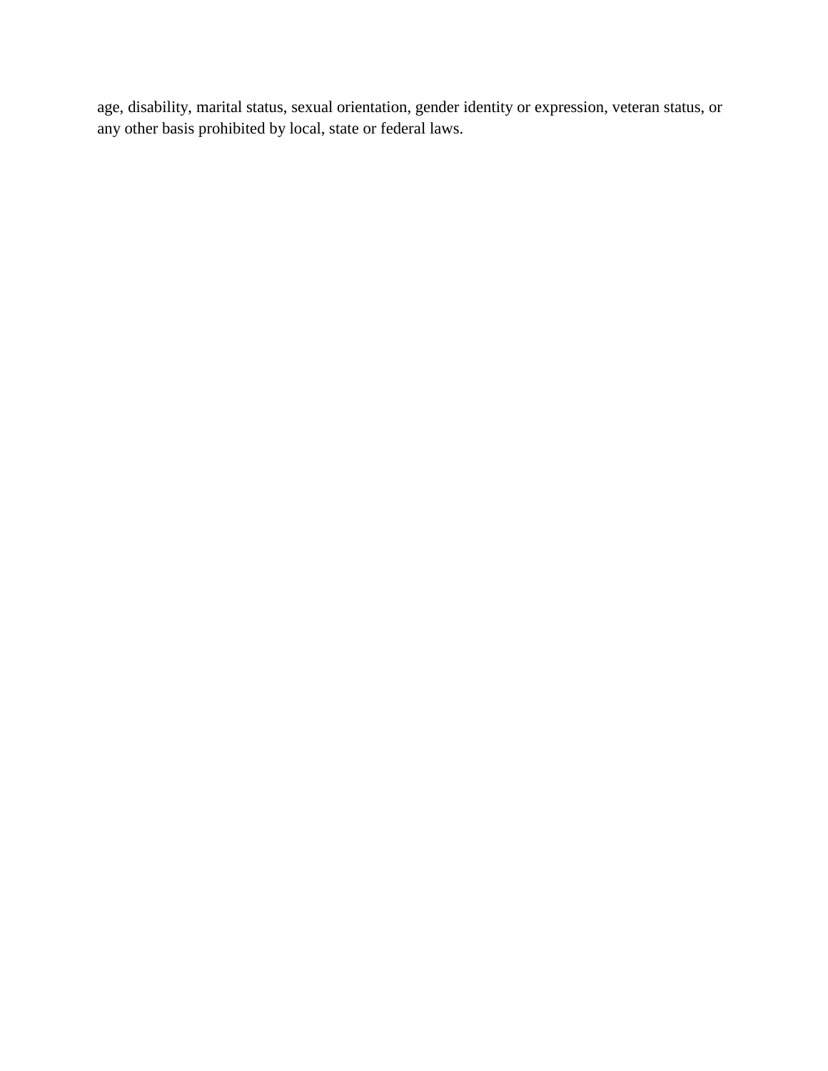age, disability, marital status, sexual orientation, gender identity or expression, veteran status, or any other basis prohibited by local, state or federal laws.